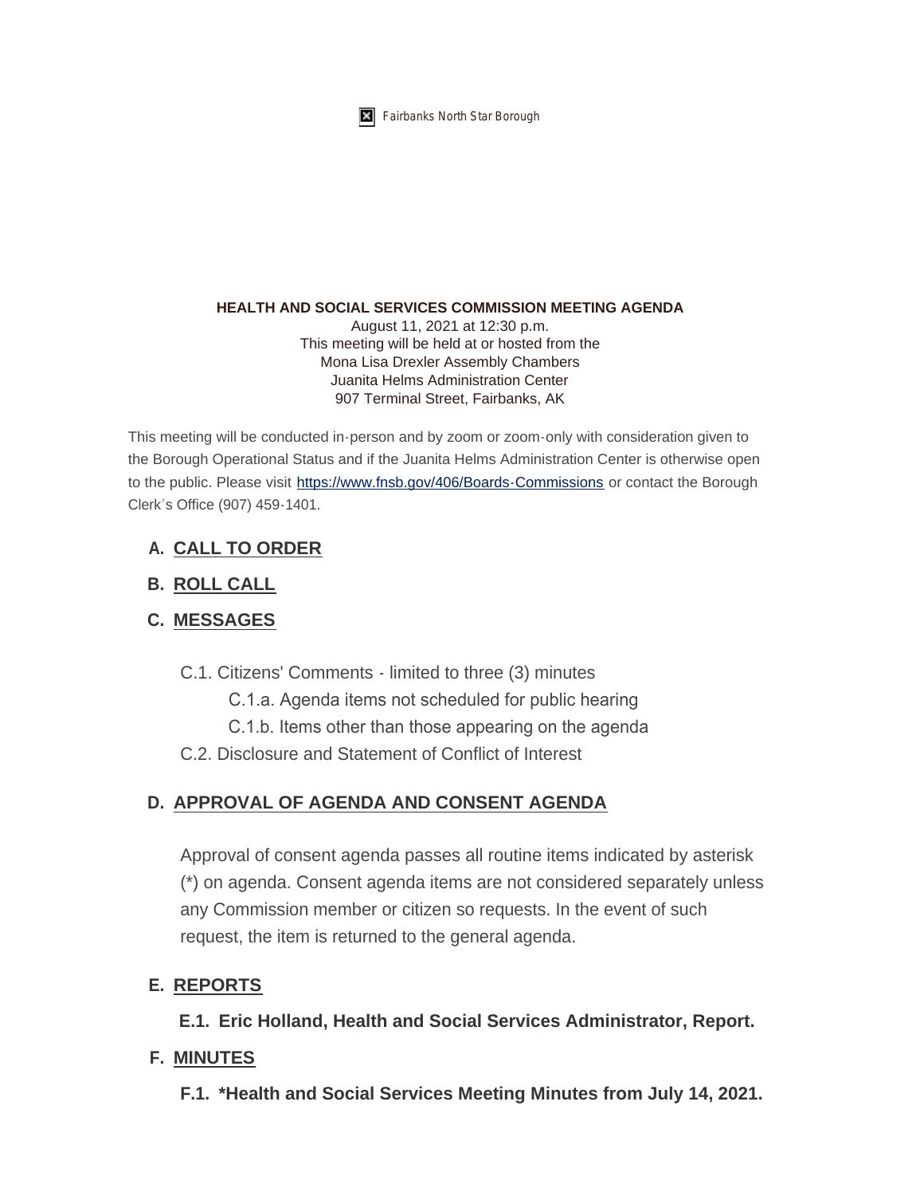Fairbanks North Star Borough

**HEALTH AND SOCIAL SERVICES COMMISSION MEETING AGENDA**
August 11, 2021 at 12:30 p.m.
This meeting will be held at or hosted from the
Mona Lisa Drexler Assembly Chambers
Juanita Helms Administration Center
907 Terminal Street, Fairbanks, AK

This meeting will be conducted in-person and by zoom or zoom-only with consideration given to the Borough Operational Status and if the Juanita Helms Administration Center is otherwise open to the public. Please visit [https://www.fnsb.gov/406/Boards-Commissions](https://www.fnsb.gov/406/Boards-Commissions) or contact the Borough Clerk's Office (907) 459-1401.

## A. CALL TO ORDER

## B. ROLL CALL

## C. MESSAGES

- C.1. Citizens' Comments - limited to three (3) minutes
  - C.1.a. Agenda items not scheduled for public hearing
  - C.1.b. Items other than those appearing on the agenda
- C.2. Disclosure and Statement of Conflict of Interest

## D. APPROVAL OF AGENDA AND CONSENT AGENDA

Approval of consent agenda passes all routine items indicated by asterisk (*) on agenda. Consent agenda items are not considered separately unless any Commission member or citizen so requests. In the event of such request, the item is returned to the general agenda.

## E. REPORTS

**E.1. Eric Holland, Health and Social Services Administrator, Report.**

## F. MINUTES

**F.1. *Health and Social Services Meeting Minutes from July 14, 2021.**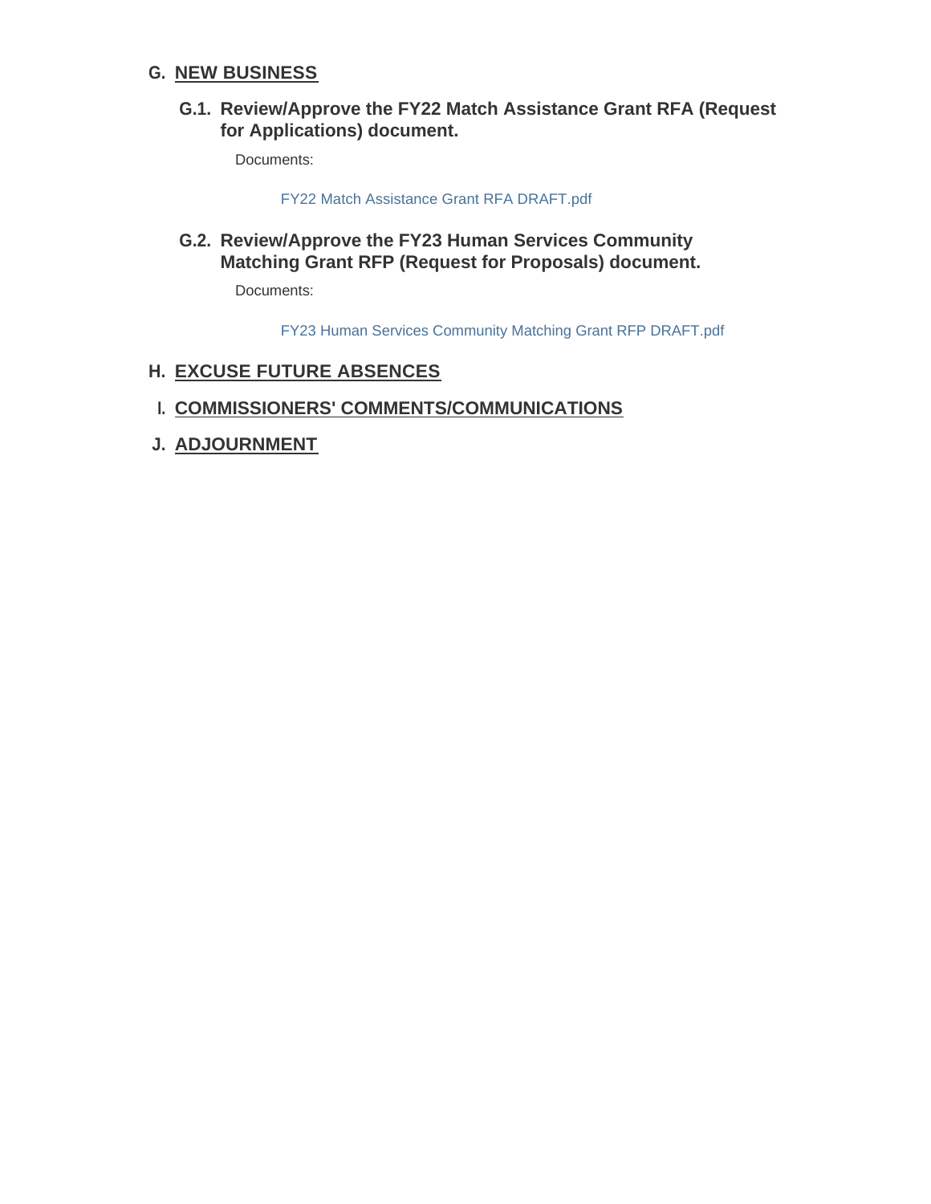## G. NEW BUSINESS

### G.1. Review/Approve the FY22 Match Assistance Grant RFA (Request for Applications) document.

Documents:

FY22 Match Assistance Grant RFA DRAFT.pdf

### G.2. Review/Approve the FY23 Human Services Community Matching Grant RFP (Request for Proposals) document.

Documents:

FY23 Human Services Community Matching Grant RFP DRAFT.pdf

## H. EXCUSE FUTURE ABSENCES

## I. COMMISSIONERS' COMMENTS/COMMUNICATIONS

## J. ADJOURNMENT